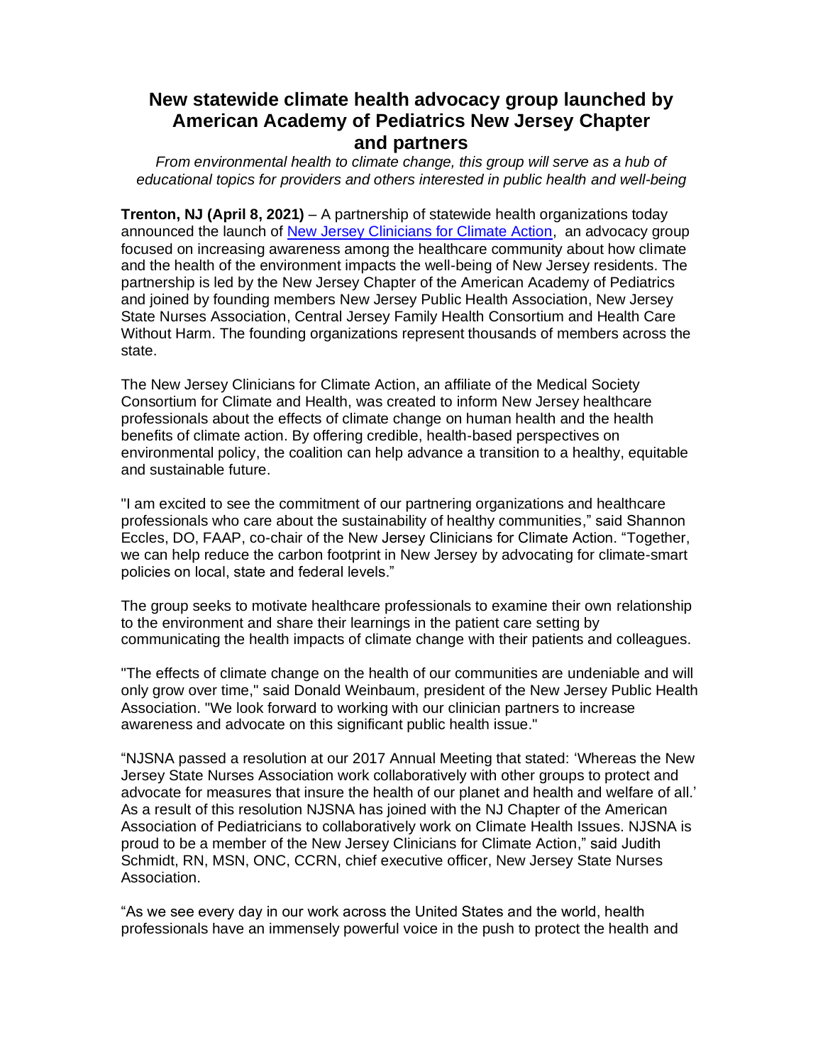# New statewide climate health advocacy group launched by American Academy of Pediatrics New Jersey Chapter and partners

*From environmental health to climate change, this group will serve as a hub of educational topics for providers and others interested in public health and well-being*

**Trenton, NJ (April 8, 2021)** – A partnership of statewide health organizations today announced the launch of [New Jersey Clinicians for Climate Action](), an advocacy group focused on increasing awareness among the healthcare community about how climate and the health of the environment impacts the well-being of New Jersey residents. The partnership is led by the New Jersey Chapter of the American Academy of Pediatrics and joined by founding members New Jersey Public Health Association, New Jersey State Nurses Association, Central Jersey Family Health Consortium and Health Care Without Harm. The founding organizations represent thousands of members across the state.

The New Jersey Clinicians for Climate Action, an affiliate of the Medical Society Consortium for Climate and Health, was created to inform New Jersey healthcare professionals about the effects of climate change on human health and the health benefits of climate action. By offering credible, health-based perspectives on environmental policy, the coalition can help advance a transition to a healthy, equitable and sustainable future.

"I am excited to see the commitment of our partnering organizations and healthcare professionals who care about the sustainability of healthy communities," said Shannon Eccles, DO, FAAP, co-chair of the New Jersey Clinicians for Climate Action. "Together, we can help reduce the carbon footprint in New Jersey by advocating for climate-smart policies on local, state and federal levels."

The group seeks to motivate healthcare professionals to examine their own relationship to the environment and share their learnings in the patient care setting by communicating the health impacts of climate change with their patients and colleagues.

"The effects of climate change on the health of our communities are undeniable and will only grow over time," said Donald Weinbaum, president of the New Jersey Public Health Association. "We look forward to working with our clinician partners to increase awareness and advocate on this significant public health issue."

"NJSNA passed a resolution at our 2017 Annual Meeting that stated: 'Whereas the New Jersey State Nurses Association work collaboratively with other groups to protect and advocate for measures that insure the health of our planet and health and welfare of all.' As a result of this resolution NJSNA has joined with the NJ Chapter of the American Association of Pediatricians to collaboratively work on Climate Health Issues. NJSNA is proud to be a member of the New Jersey Clinicians for Climate Action," said Judith Schmidt, RN, MSN, ONC, CCRN, chief executive officer, New Jersey State Nurses Association.

"As we see every day in our work across the United States and the world, health professionals have an immensely powerful voice in the push to protect the health and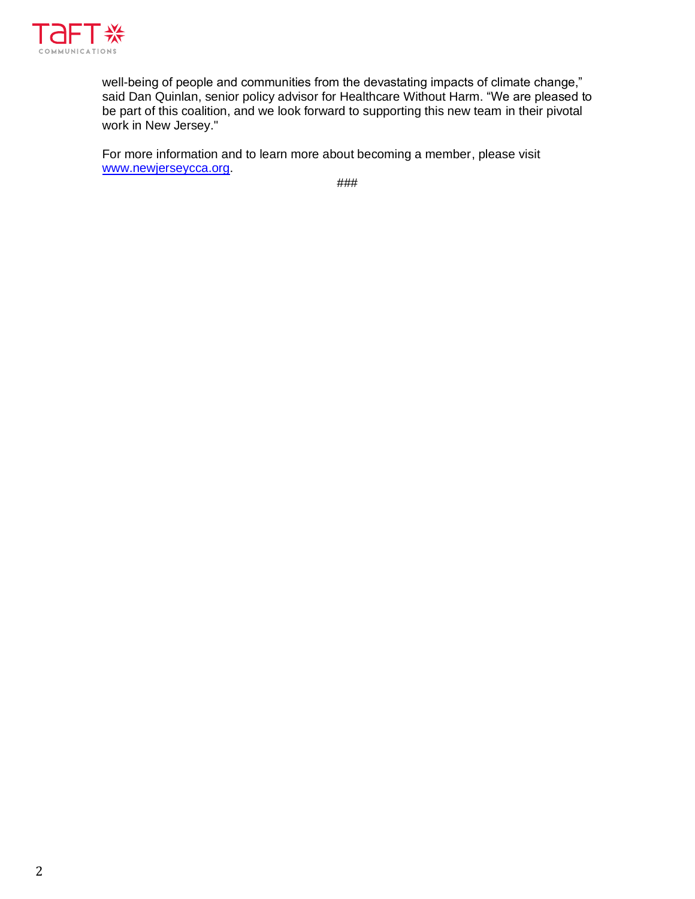well-being of people and communities from the devastating impacts of climate change," said Dan Quinlan, senior policy advisor for Healthcare Without Harm. "We are pleased to be part of this coalition, and we look forward to supporting this new team in their pivotal work in New Jersey."

For more information and to learn more about becoming a member, please visit [www.newjerseycca.org](http://www.newjerseycca.org).

###